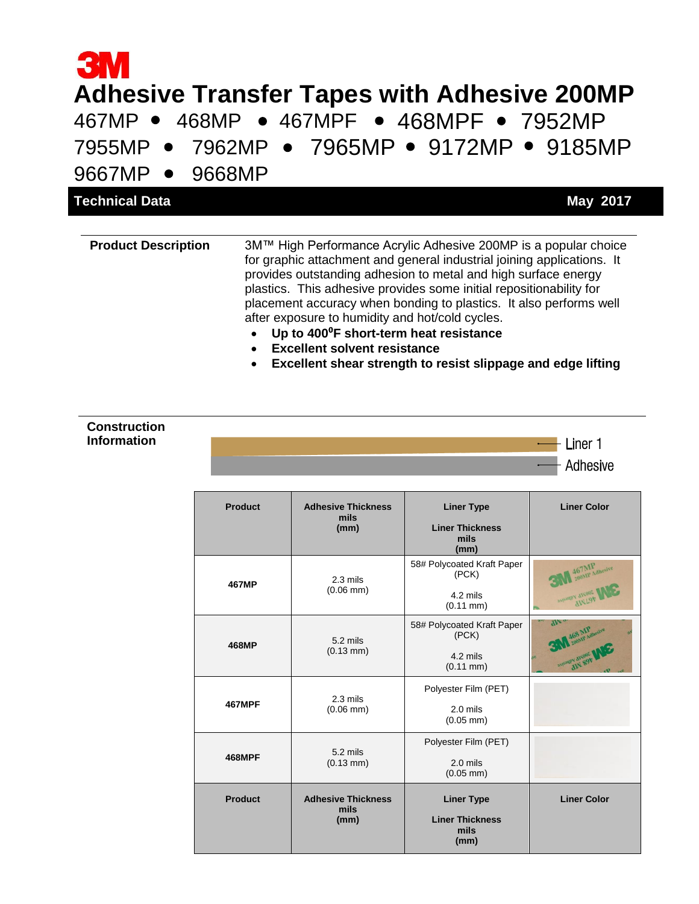3M

# Adhesive Transfer Tapes with Adhesive 200MP

## 467MP • 468MP • 467MPF • 468MPF • 7952MP 7955MP • 7962MP • 7965MP • 9172MP • 9185MP 9667MP • 9668MP

**Technical Data** **May 2017**

**Product Description**

3M™ High Performance Acrylic Adhesive 200MP is a popular choice for graphic attachment and general industrial joining applications. It provides outstanding adhesion to metal and high surface energy plastics. This adhesive provides some initial repositionability for placement accuracy when bonding to plastics. It also performs well after exposure to humidity and hot/cold cycles.

- **Up to 400⁰F short-term heat resistance**
- **Excellent solvent resistance**
- **Excellent shear strength to resist slippage and edge lifting**

**Construction Information**

Liner 1

Adhesive

| Product | Adhesive Thickness mils (mm) | Liner Type / Liner Thickness mils (mm) | Liner Color |
|---|---|---|---|
| **467MP** | 2.3 mils (0.06 mm) | 58# Polycoated Kraft Paper (PCK) 4.2 mils (0.11 mm) | |
| **468MP** | 5.2 mils (0.13 mm) | 58# Polycoated Kraft Paper (PCK) 4.2 mils (0.11 mm) | |
| **467MPF** | 2.3 mils (0.06 mm) | Polyester Film (PET) 2.0 mils (0.05 mm) | |
| **468MPF** | 5.2 mils (0.13 mm) | Polyester Film (PET) 2.0 mils (0.05 mm) | |
| **Product** | **Adhesive Thickness mils (mm)** | **Liner Type / Liner Thickness mils (mm)** | **Liner Color** |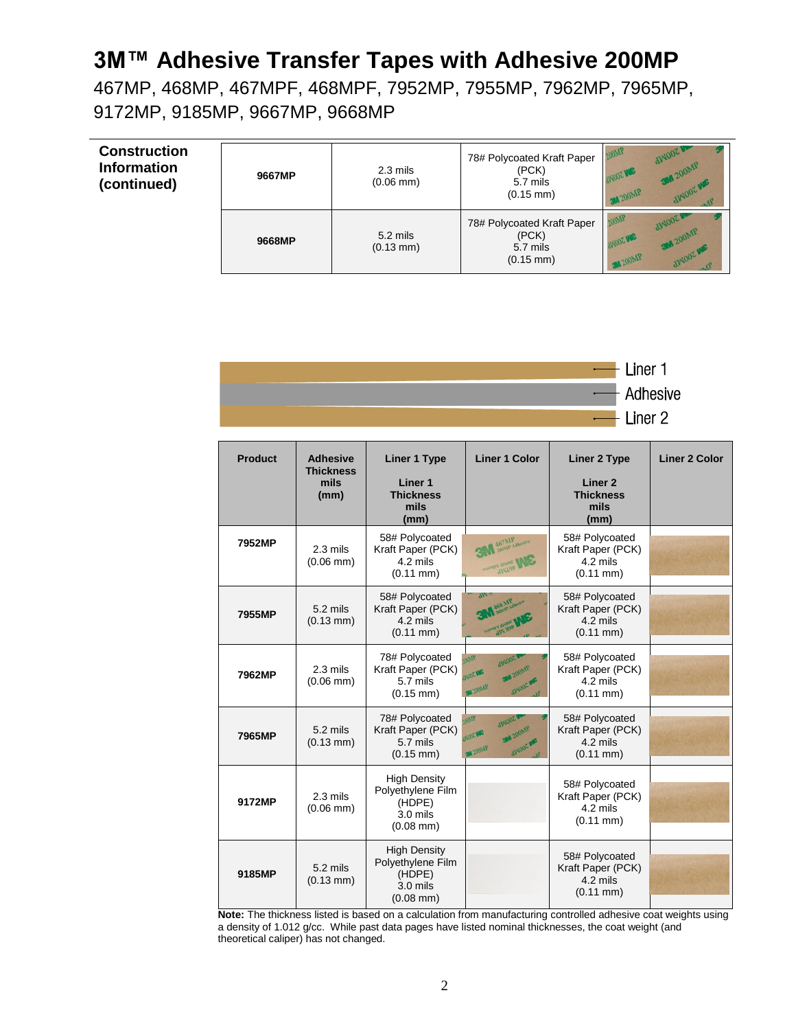# 3M™ Adhesive Transfer Tapes with Adhesive 200MP

467MP, 468MP, 467MPF, 468MPF, 7952MP, 7955MP, 7962MP, 7965MP, 9172MP, 9185MP, 9667MP, 9668MP

**Construction Information (continued)**

| | | | |
|---|---|---|---|
| **9667MP** | 2.3 mils (0.06 mm) | 78# Polycoated Kraft Paper (PCK) 5.7 mils (0.15 mm) | |
| **9668MP** | 5.2 mils (0.13 mm) | 78# Polycoated Kraft Paper (PCK) 5.7 mils (0.15 mm) | |

Liner 1

Adhesive

Liner 2

| Product | Adhesive Thickness mils (mm) | Liner 1 Type Liner 1 Thickness mils (mm) | Liner 1 Color | Liner 2 Type Liner 2 Thickness mils (mm) | Liner 2 Color |
|---|---|---|---|---|---|
| **7952MP** | 2.3 mils (0.06 mm) | 58# Polycoated Kraft Paper (PCK) 4.2 mils (0.11 mm) | | 58# Polycoated Kraft Paper (PCK) 4.2 mils (0.11 mm) | |
| **7955MP** | 5.2 mils (0.13 mm) | 58# Polycoated Kraft Paper (PCK) 4.2 mils (0.11 mm) | | 58# Polycoated Kraft Paper (PCK) 4.2 mils (0.11 mm) | |
| **7962MP** | 2.3 mils (0.06 mm) | 78# Polycoated Kraft Paper (PCK) 5.7 mils (0.15 mm) | | 58# Polycoated Kraft Paper (PCK) 4.2 mils (0.11 mm) | |
| **7965MP** | 5.2 mils (0.13 mm) | 78# Polycoated Kraft Paper (PCK) 5.7 mils (0.15 mm) | | 58# Polycoated Kraft Paper (PCK) 4.2 mils (0.11 mm) | |
| **9172MP** | 2.3 mils (0.06 mm) | High Density Polyethylene Film (HDPE) 3.0 mils (0.08 mm) | | 58# Polycoated Kraft Paper (PCK) 4.2 mils (0.11 mm) | |
| **9185MP** | 5.2 mils (0.13 mm) | High Density Polyethylene Film (HDPE) 3.0 mils (0.08 mm) | | 58# Polycoated Kraft Paper (PCK) 4.2 mils (0.11 mm) | |

**Note:** The thickness listed is based on a calculation from manufacturing controlled adhesive coat weights using a density of 1.012 g/cc. While past data pages have listed nominal thicknesses, the coat weight (and theoretical caliper) has not changed.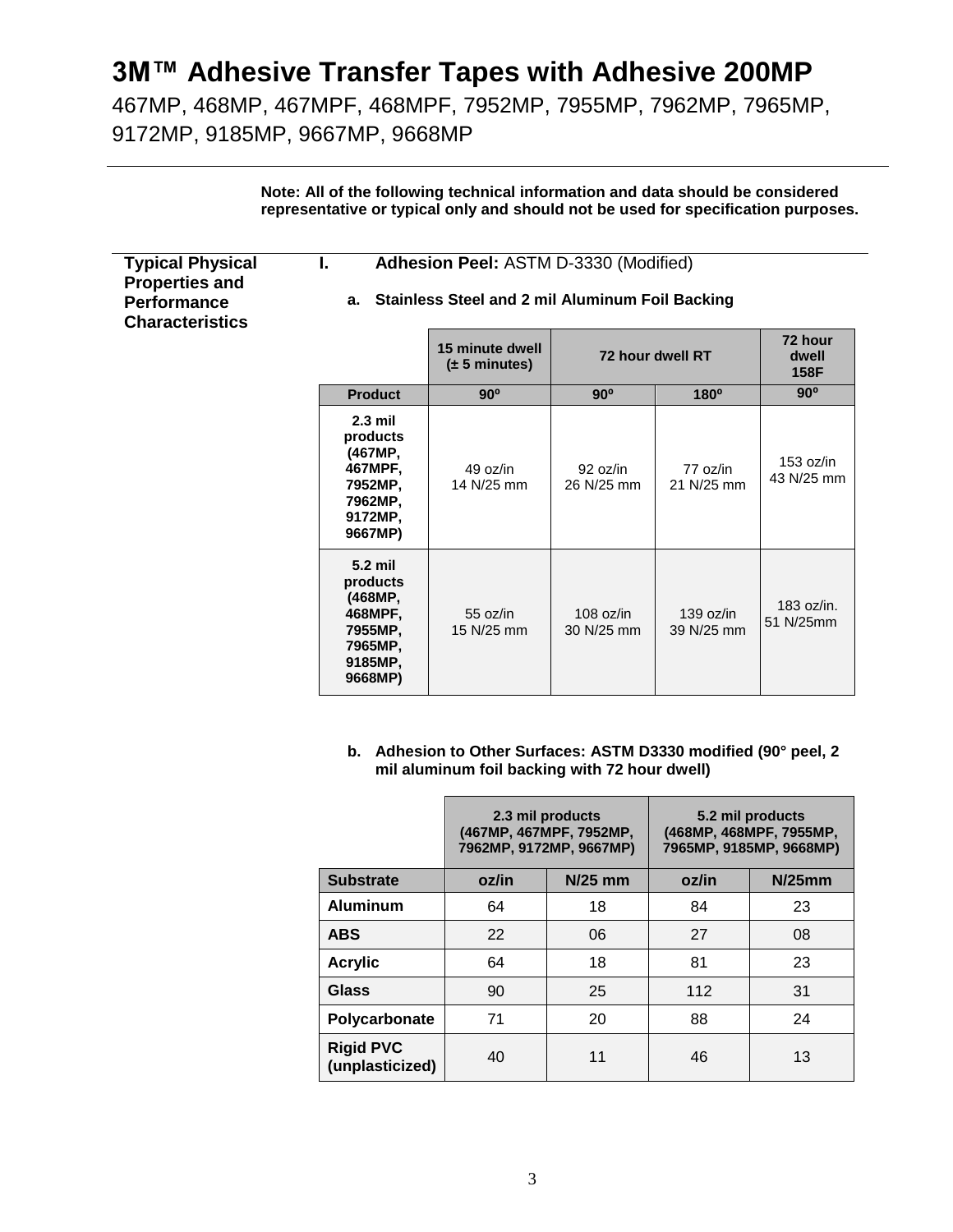# 3M™ Adhesive Transfer Tapes with Adhesive 200MP

467MP, 468MP, 467MPF, 468MPF, 7952MP, 7955MP, 7962MP, 7965MP, 9172MP, 9185MP, 9667MP, 9668MP

---

**Note: All of the following technical information and data should be considered representative or typical only and should not be used for specification purposes.**

## Typical Physical Properties and Performance Characteristics

**I. Adhesion Peel:** ASTM D-3330 (Modified)

**a. Stainless Steel and 2 mil Aluminum Foil Backing**

| | 15 minute dwell (± 5 minutes) | 72 hour dwell RT | | 72 hour dwell 158F |
|---|---|---|---|---|
| **Product** | **90º** | **90º** | **180º** | **90º** |
| **2.3 mil products (467MP, 467MPF, 7952MP, 7962MP, 9172MP, 9667MP)** | 49 oz/in 14 N/25 mm | 92 oz/in 26 N/25 mm | 77 oz/in 21 N/25 mm | 153 oz/in 43 N/25 mm |
| **5.2 mil products (468MP, 468MPF, 7955MP, 7965MP, 9185MP, 9668MP)** | 55 oz/in 15 N/25 mm | 108 oz/in 30 N/25 mm | 139 oz/in 39 N/25 mm | 183 oz/in. 51 N/25mm |

**b. Adhesion to Other Surfaces: ASTM D3330 modified (90° peel, 2 mil aluminum foil backing with 72 hour dwell)**

| | 2.3 mil products (467MP, 467MPF, 7952MP, 7962MP, 9172MP, 9667MP) | | 5.2 mil products (468MP, 468MPF, 7955MP, 7965MP, 9185MP, 9668MP) | |
|---|---|---|---|---|
| **Substrate** | **oz/in** | **N/25 mm** | **oz/in** | **N/25mm** |
| **Aluminum** | 64 | 18 | 84 | 23 |
| **ABS** | 22 | 06 | 27 | 08 |
| **Acrylic** | 64 | 18 | 81 | 23 |
| **Glass** | 90 | 25 | 112 | 31 |
| **Polycarbonate** | 71 | 20 | 88 | 24 |
| **Rigid PVC (unplasticized)** | 40 | 11 | 46 | 13 |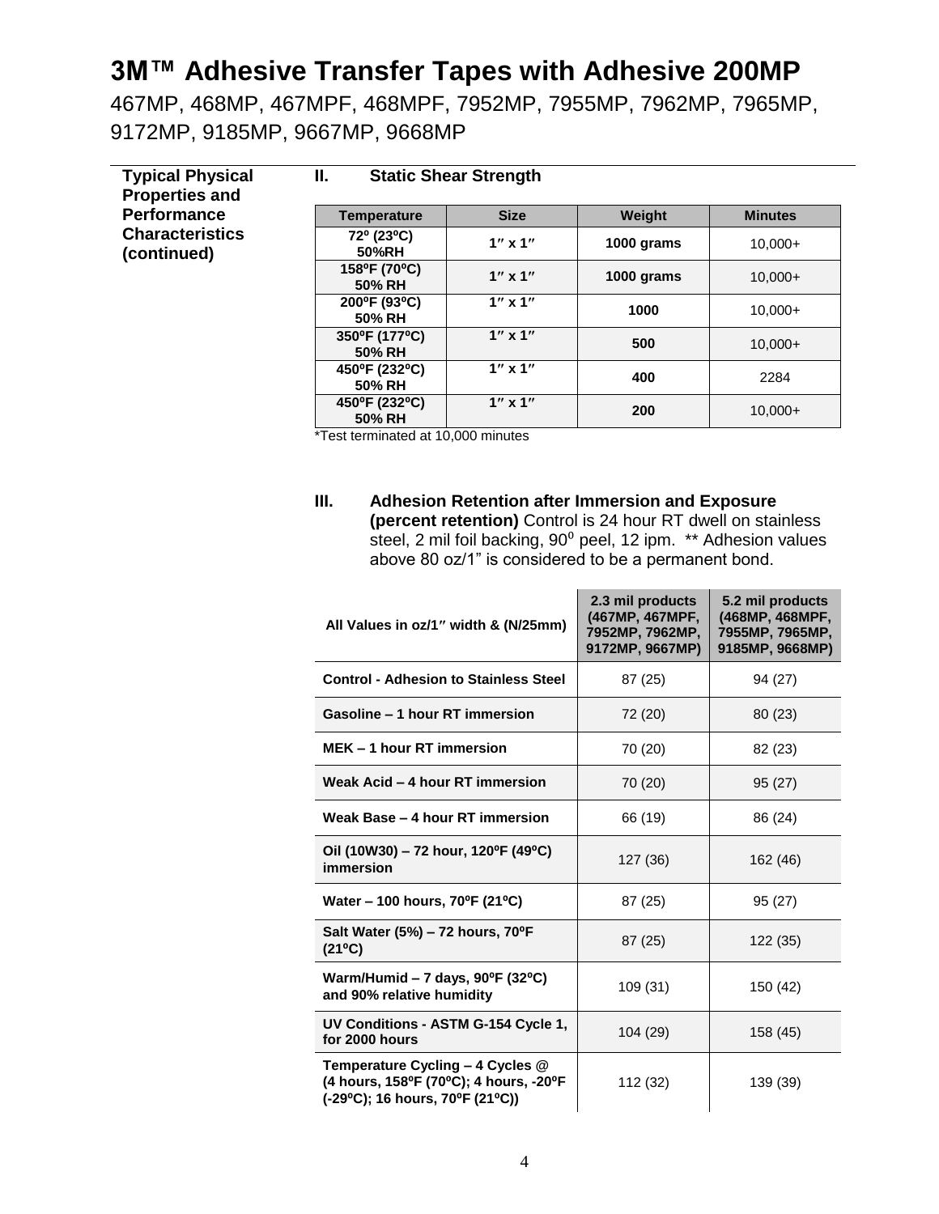# 3M™ Adhesive Transfer Tapes with Adhesive 200MP

467MP, 468MP, 467MPF, 468MPF, 7952MP, 7955MP, 7962MP, 7965MP, 9172MP, 9185MP, 9667MP, 9668MP

**Typical Physical Properties and Performance Characteristics (continued)**

### II. Static Shear Strength

| Temperature | Size | Weight | Minutes |
|---|---|---|---|
| 72º (23ºC) 50%RH | 1″ x 1″ | 1000 grams | 10,000+ |
| 158ºF (70ºC) 50% RH | 1″ x 1″ | 1000 grams | 10,000+ |
| 200ºF (93ºC) 50% RH | 1″ x 1″ | 1000 | 10,000+ |
| 350ºF (177ºC) 50% RH | 1″ x 1″ | 500 | 10,000+ |
| 450ºF (232ºC) 50% RH | 1″ x 1″ | 400 | 2284 |
| 450ºF (232ºC) 50% RH | 1″ x 1″ | 200 | 10,000+ |

*Test terminated at 10,000 minutes

### III. Adhesion Retention after Immersion and Exposure

**(percent retention)** Control is 24 hour RT dwell on stainless steel, 2 mil foil backing, 90° peel, 12 ipm. ** Adhesion values above 80 oz/1" is considered to be a permanent bond.

| All Values in oz/1″ width & (N/25mm) | 2.3 mil products (467MP, 467MPF, 7952MP, 7962MP, 9172MP, 9667MP) | 5.2 mil products (468MP, 468MPF, 7955MP, 7965MP, 9185MP, 9668MP) |
|---|---|---|
| Control - Adhesion to Stainless Steel | 87 (25) | 94 (27) |
| Gasoline – 1 hour RT immersion | 72 (20) | 80 (23) |
| MEK – 1 hour RT immersion | 70 (20) | 82 (23) |
| Weak Acid – 4 hour RT immersion | 70 (20) | 95 (27) |
| Weak Base – 4 hour RT immersion | 66 (19) | 86 (24) |
| Oil (10W30) – 72 hour, 120ºF (49ºC) immersion | 127 (36) | 162 (46) |
| Water – 100 hours, 70ºF (21ºC) | 87 (25) | 95 (27) |
| Salt Water (5%) – 72 hours, 70ºF (21ºC) | 87 (25) | 122 (35) |
| Warm/Humid – 7 days, 90ºF (32ºC) and 90% relative humidity | 109 (31) | 150 (42) |
| UV Conditions - ASTM G-154 Cycle 1, for 2000 hours | 104 (29) | 158 (45) |
| Temperature Cycling – 4 Cycles @ (4 hours, 158ºF (70ºC); 4 hours, -20ºF (-29ºC); 16 hours, 70ºF (21ºC)) | 112 (32) | 139 (39) |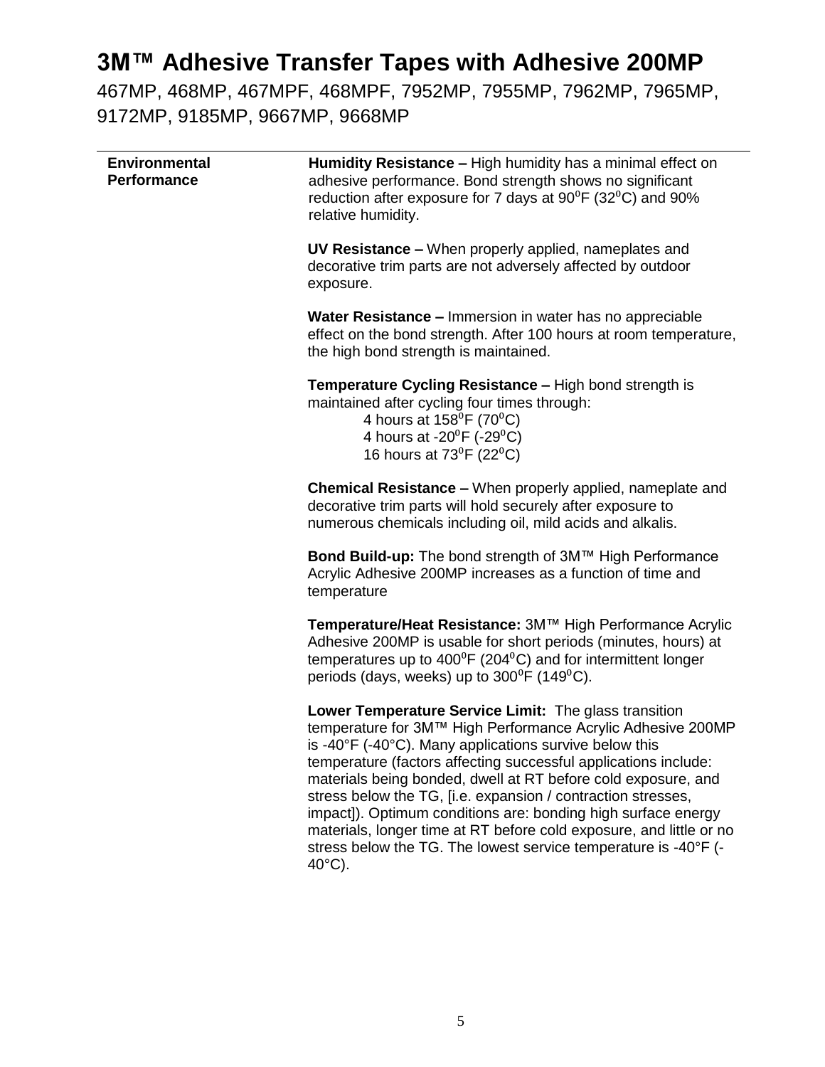# 3M™ Adhesive Transfer Tapes with Adhesive 200MP

467MP, 468MP, 467MPF, 468MPF, 7952MP, 7955MP, 7962MP, 7965MP, 9172MP, 9185MP, 9667MP, 9668MP

---

**Environmental Performance**

**Humidity Resistance –** High humidity has a minimal effect on adhesive performance. Bond strength shows no significant reduction after exposure for 7 days at 90$^{0}$F (32$^{0}$C) and 90% relative humidity.

**UV Resistance –** When properly applied, nameplates and decorative trim parts are not adversely affected by outdoor exposure.

**Water Resistance –** Immersion in water has no appreciable effect on the bond strength. After 100 hours at room temperature, the high bond strength is maintained.

**Temperature Cycling Resistance –** High bond strength is maintained after cycling four times through:

4 hours at 158$^{0}$F (70$^{0}$C)
4 hours at -20$^{0}$F (-29$^{0}$C)
16 hours at 73$^{0}$F (22$^{0}$C)

**Chemical Resistance –** When properly applied, nameplate and decorative trim parts will hold securely after exposure to numerous chemicals including oil, mild acids and alkalis.

**Bond Build-up:** The bond strength of 3M™ High Performance Acrylic Adhesive 200MP increases as a function of time and temperature

**Temperature/Heat Resistance:** 3M™ High Performance Acrylic Adhesive 200MP is usable for short periods (minutes, hours) at temperatures up to 400$^{0}$F (204$^{0}$C) and for intermittent longer periods (days, weeks) up to 300$^{0}$F (149$^{0}$C).

**Lower Temperature Service Limit:** The glass transition temperature for 3M™ High Performance Acrylic Adhesive 200MP is -40°F (-40°C). Many applications survive below this temperature (factors affecting successful applications include: materials being bonded, dwell at RT before cold exposure, and stress below the TG, [i.e. expansion / contraction stresses, impact]). Optimum conditions are: bonding high surface energy materials, longer time at RT before cold exposure, and little or no stress below the TG. The lowest service temperature is -40°F (-40°C).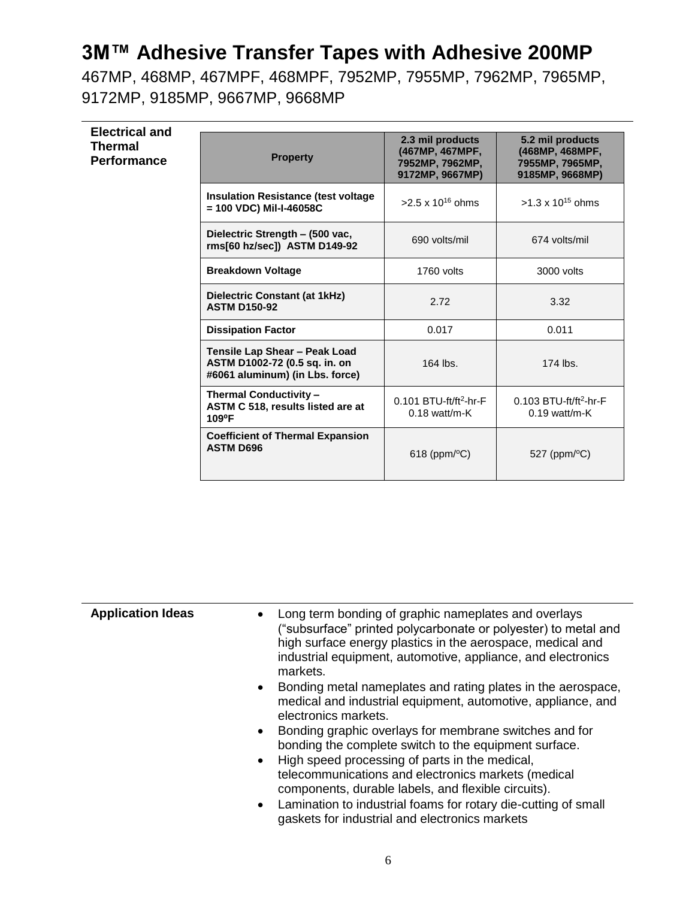# 3M™ Adhesive Transfer Tapes with Adhesive 200MP

467MP, 468MP, 467MPF, 468MPF, 7952MP, 7955MP, 7962MP, 7965MP, 9172MP, 9185MP, 9667MP, 9668MP

**Electrical and Thermal Performance**

| Property | 2.3 mil products (467MP, 467MPF, 7952MP, 7962MP, 9172MP, 9667MP) | 5.2 mil products (468MP, 468MPF, 7955MP, 7965MP, 9185MP, 9668MP) |
|---|---|---|
| **Insulation Resistance (test voltage = 100 VDC) Mil-I-46058C** | >2.5 x $10^{16}$ ohms | >1.3 x $10^{15}$ ohms |
| **Dielectric Strength – (500 vac, rms[60 hz/sec]) ASTM D149-92** | 690 volts/mil | 674 volts/mil |
| **Breakdown Voltage** | 1760 volts | 3000 volts |
| **Dielectric Constant (at 1kHz) ASTM D150-92** | 2.72 | 3.32 |
| **Dissipation Factor** | 0.017 | 0.011 |
| **Tensile Lap Shear – Peak Load ASTM D1002-72 (0.5 sq. in. on #6061 aluminum) (in Lbs. force)** | 164 lbs. | 174 lbs. |
| **Thermal Conductivity – ASTM C 518, results listed are at 109ºF** | 0.101 BTU-ft/ft$^2$-hr-F 0.18 watt/m-K | 0.103 BTU-ft/ft$^2$-hr-F 0.19 watt/m-K |
| **Coefficient of Thermal Expansion ASTM D696** | 618 (ppm/ºC) | 527 (ppm/ºC) |

**Application Ideas**

- Long term bonding of graphic nameplates and overlays ("subsurface" printed polycarbonate or polyester) to metal and high surface energy plastics in the aerospace, medical and industrial equipment, automotive, appliance, and electronics markets.
- Bonding metal nameplates and rating plates in the aerospace, medical and industrial equipment, automotive, appliance, and electronics markets.
- Bonding graphic overlays for membrane switches and for bonding the complete switch to the equipment surface.
- High speed processing of parts in the medical, telecommunications and electronics markets (medical components, durable labels, and flexible circuits).
- Lamination to industrial foams for rotary die-cutting of small gaskets for industrial and electronics markets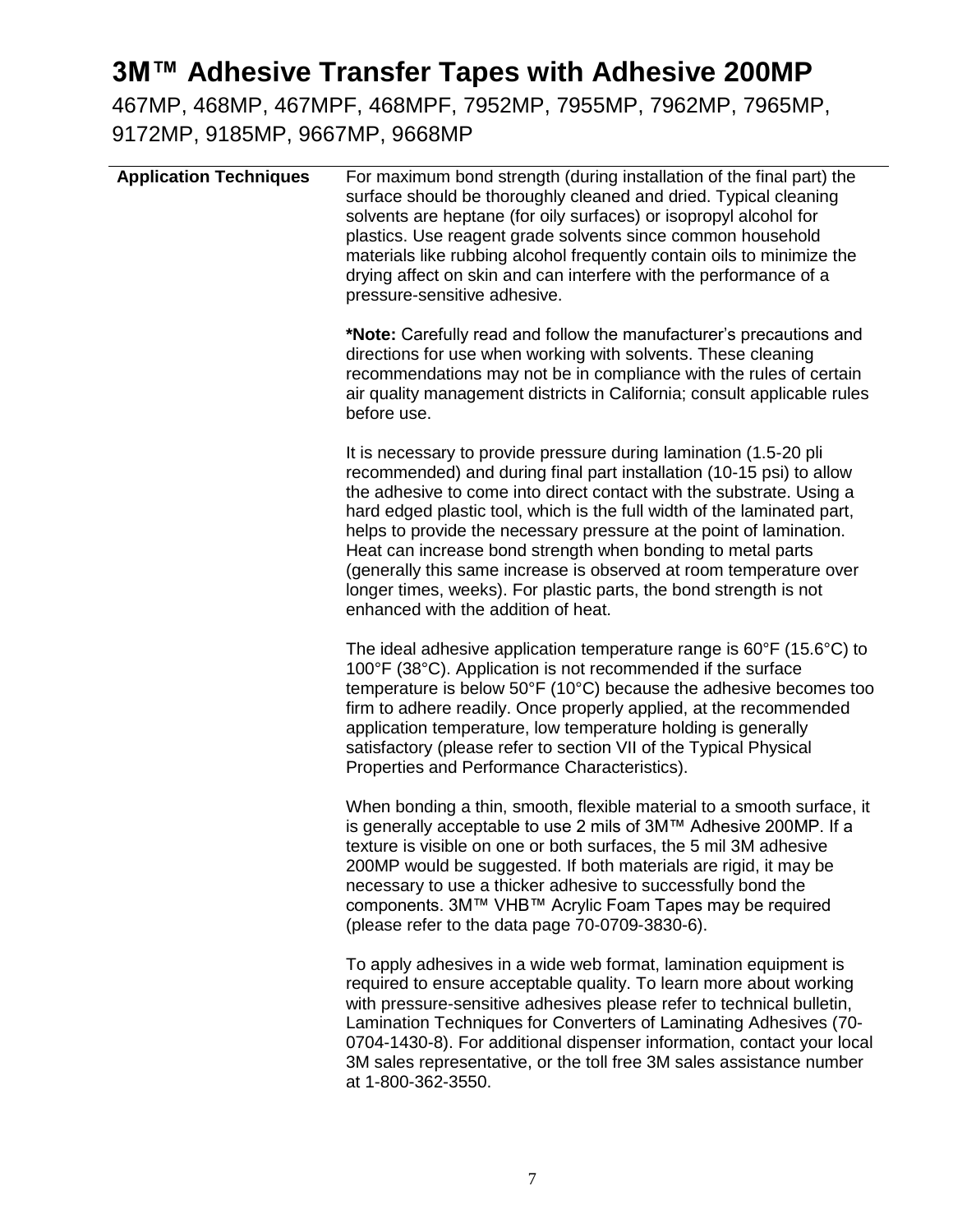# 3M™ Adhesive Transfer Tapes with Adhesive 200MP

467MP, 468MP, 467MPF, 468MPF, 7952MP, 7955MP, 7962MP, 7965MP, 9172MP, 9185MP, 9667MP, 9668MP

**Application Techniques**

For maximum bond strength (during installation of the final part) the surface should be thoroughly cleaned and dried. Typical cleaning solvents are heptane (for oily surfaces) or isopropyl alcohol for plastics. Use reagent grade solvents since common household materials like rubbing alcohol frequently contain oils to minimize the drying affect on skin and can interfere with the performance of a pressure-sensitive adhesive.

***Note:** Carefully read and follow the manufacturer's precautions and directions for use when working with solvents. These cleaning recommendations may not be in compliance with the rules of certain air quality management districts in California; consult applicable rules before use.

It is necessary to provide pressure during lamination (1.5-20 pli recommended) and during final part installation (10-15 psi) to allow the adhesive to come into direct contact with the substrate. Using a hard edged plastic tool, which is the full width of the laminated part, helps to provide the necessary pressure at the point of lamination. Heat can increase bond strength when bonding to metal parts (generally this same increase is observed at room temperature over longer times, weeks). For plastic parts, the bond strength is not enhanced with the addition of heat.

The ideal adhesive application temperature range is 60°F (15.6°C) to 100°F (38°C). Application is not recommended if the surface temperature is below 50°F (10°C) because the adhesive becomes too firm to adhere readily. Once properly applied, at the recommended application temperature, low temperature holding is generally satisfactory (please refer to section VII of the Typical Physical Properties and Performance Characteristics).

When bonding a thin, smooth, flexible material to a smooth surface, it is generally acceptable to use 2 mils of 3M™ Adhesive 200MP. If a texture is visible on one or both surfaces, the 5 mil 3M adhesive 200MP would be suggested. If both materials are rigid, it may be necessary to use a thicker adhesive to successfully bond the components. 3M™ VHB™ Acrylic Foam Tapes may be required (please refer to the data page 70-0709-3830-6).

To apply adhesives in a wide web format, lamination equipment is required to ensure acceptable quality. To learn more about working with pressure-sensitive adhesives please refer to technical bulletin, Lamination Techniques for Converters of Laminating Adhesives (70-0704-1430-8). For additional dispenser information, contact your local 3M sales representative, or the toll free 3M sales assistance number at 1-800-362-3550.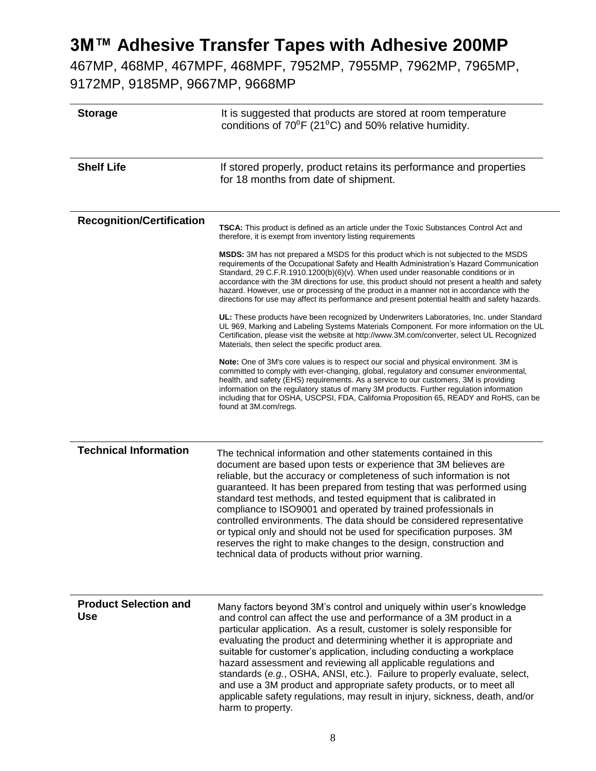# 3M™ Adhesive Transfer Tapes with Adhesive 200MP

467MP, 468MP, 467MPF, 468MPF, 7952MP, 7955MP, 7962MP, 7965MP, 9172MP, 9185MP, 9667MP, 9668MP

**Storage**

It is suggested that products are stored at room temperature conditions of 70°F (21°C) and 50% relative humidity.

**Shelf Life**

If stored properly, product retains its performance and properties for 18 months from date of shipment.

**Recognition/Certification**

**TSCA:** This product is defined as an article under the Toxic Substances Control Act and therefore, it is exempt from inventory listing requirements

**MSDS:** 3M has not prepared a MSDS for this product which is not subjected to the MSDS requirements of the Occupational Safety and Health Administration's Hazard Communication Standard, 29 C.F.R.1910.1200(b)(6)(v). When used under reasonable conditions or in accordance with the 3M directions for use, this product should not present a health and safety hazard. However, use or processing of the product in a manner not in accordance with the directions for use may affect its performance and present potential health and safety hazards.

**UL:** These products have been recognized by Underwriters Laboratories, Inc. under Standard UL 969, Marking and Labeling Systems Materials Component. For more information on the UL Certification, please visit the website at http://www.3M.com/converter, select UL Recognized Materials, then select the specific product area.

**Note:** One of 3M's core values is to respect our social and physical environment. 3M is committed to comply with ever-changing, global, regulatory and consumer environmental, health, and safety (EHS) requirements. As a service to our customers, 3M is providing information on the regulatory status of many 3M products. Further regulation information including that for OSHA, USCPSI, FDA, California Proposition 65, READY and RoHS, can be found at 3M.com/regs.

**Technical Information**

The technical information and other statements contained in this document are based upon tests or experience that 3M believes are reliable, but the accuracy or completeness of such information is not guaranteed. It has been prepared from testing that was performed using standard test methods, and tested equipment that is calibrated in compliance to ISO9001 and operated by trained professionals in controlled environments. The data should be considered representative or typical only and should not be used for specification purposes. 3M reserves the right to make changes to the design, construction and technical data of products without prior warning.

**Product Selection and Use**

Many factors beyond 3M's control and uniquely within user's knowledge and control can affect the use and performance of a 3M product in a particular application. As a result, customer is solely responsible for evaluating the product and determining whether it is appropriate and suitable for customer's application, including conducting a workplace hazard assessment and reviewing all applicable regulations and standards (*e.g.*, OSHA, ANSI, etc.). Failure to properly evaluate, select, and use a 3M product and appropriate safety products, or to meet all applicable safety regulations, may result in injury, sickness, death, and/or harm to property.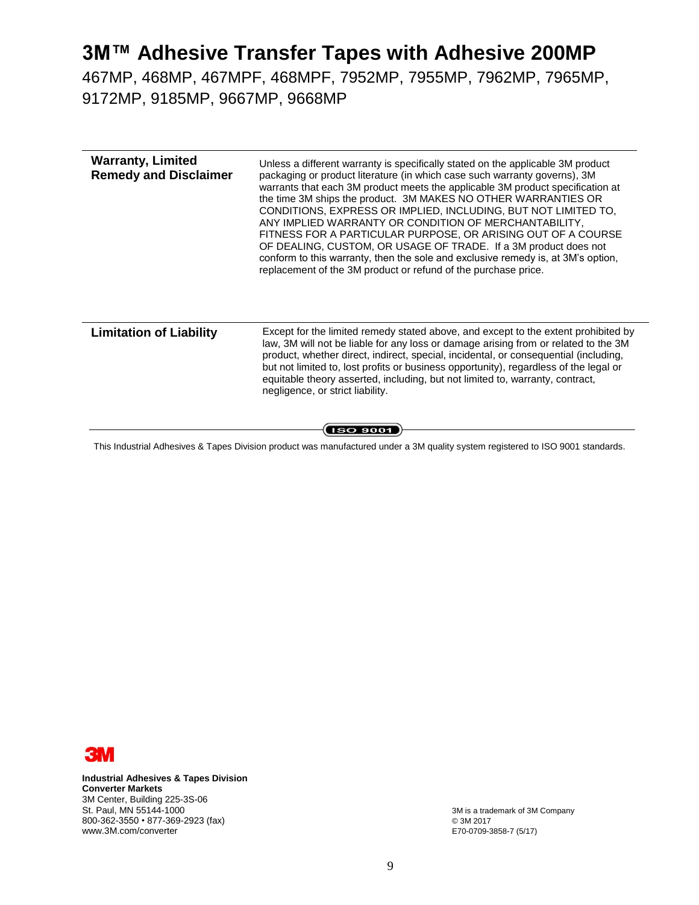# 3M™ Adhesive Transfer Tapes with Adhesive 200MP

467MP, 468MP, 467MPF, 468MPF, 7952MP, 7955MP, 7962MP, 7965MP, 9172MP, 9185MP, 9667MP, 9668MP

| | |
|---|---|
| **Warranty, Limited Remedy and Disclaimer** | Unless a different warranty is specifically stated on the applicable 3M product packaging or product literature (in which case such warranty governs), 3M warrants that each 3M product meets the applicable 3M product specification at the time 3M ships the product. 3M MAKES NO OTHER WARRANTIES OR CONDITIONS, EXPRESS OR IMPLIED, INCLUDING, BUT NOT LIMITED TO, ANY IMPLIED WARRANTY OR CONDITION OF MERCHANTABILITY, FITNESS FOR A PARTICULAR PURPOSE, OR ARISING OUT OF A COURSE OF DEALING, CUSTOM, OR USAGE OF TRADE. If a 3M product does not conform to this warranty, then the sole and exclusive remedy is, at 3M's option, replacement of the 3M product or refund of the purchase price. |
| **Limitation of Liability** | Except for the limited remedy stated above, and except to the extent prohibited by law, 3M will not be liable for any loss or damage arising from or related to the 3M product, whether direct, indirect, special, incidental, or consequential (including, but not limited to, lost profits or business opportunity), regardless of the legal or equitable theory asserted, including, but not limited to, warranty, contract, negligence, or strict liability. |

ISO 9001

This Industrial Adhesives & Tapes Division product was manufactured under a 3M quality system registered to ISO 9001 standards.

3M

**Industrial Adhesives & Tapes Division**
**Converter Markets**
3M Center, Building 225-3S-06
St. Paul, MN 55144-1000
800-362-3550 • 877-369-2923 (fax)
www.3M.com/converter

3M is a trademark of 3M Company
© 3M 2017
E70-0709-3858-7 (5/17)